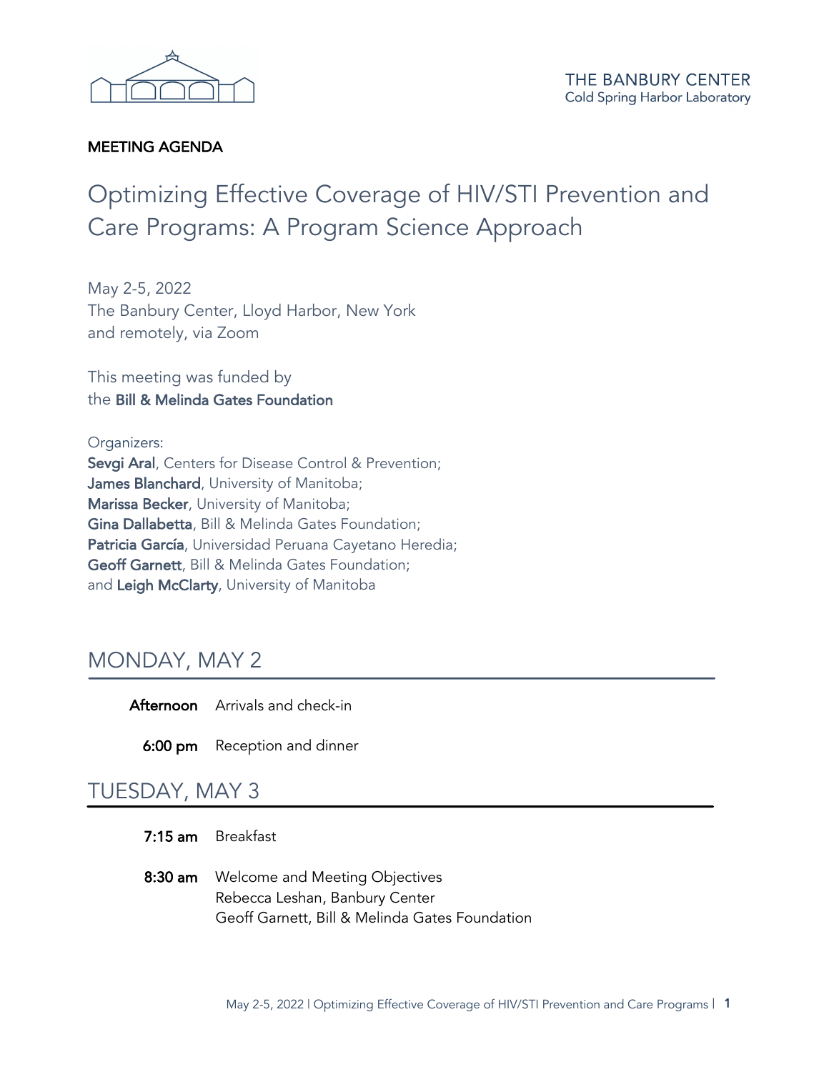THE BANBURY CENTER
Cold Spring Harbor Laboratory

**MEETING AGENDA**

# Optimizing Effective Coverage of HIV/STI Prevention and Care Programs: A Program Science Approach

May 2-5, 2022
The Banbury Center, Lloyd Harbor, New York
and remotely, via Zoom

This meeting was funded by
the **Bill & Melinda Gates Foundation**

Organizers:
**Sevgi Aral**, Centers for Disease Control & Prevention;
**James Blanchard**, University of Manitoba;
**Marissa Becker**, University of Manitoba;
**Gina Dallabetta**, Bill & Melinda Gates Foundation;
**Patricia García**, Universidad Peruana Cayetano Heredia;
**Geoff Garnett**, Bill & Melinda Gates Foundation;
and **Leigh McClarty**, University of Manitoba

## MONDAY, MAY 2

**Afternoon** Arrivals and check-in

**6:00 pm** Reception and dinner

## TUESDAY, MAY 3

**7:15 am** Breakfast

**8:30 am** Welcome and Meeting Objectives
Rebecca Leshan, Banbury Center
Geoff Garnett, Bill & Melinda Gates Foundation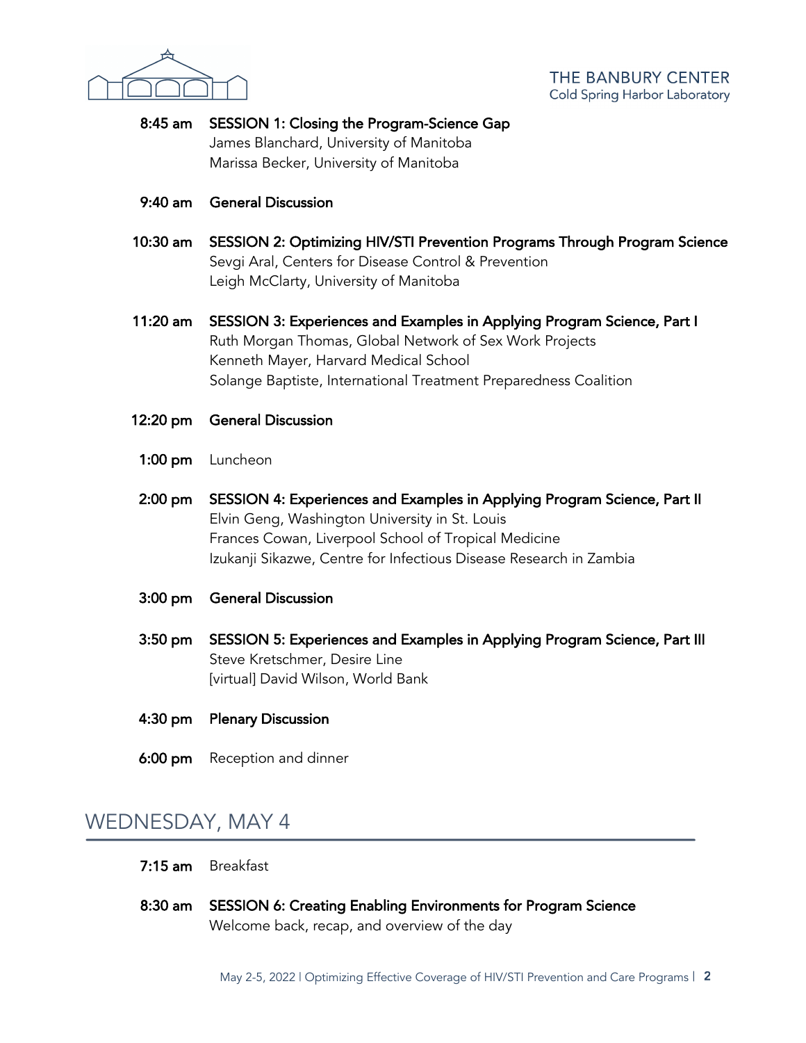**8:45 am** **SESSION 1: Closing the Program-Science Gap**
James Blanchard, University of Manitoba
Marissa Becker, University of Manitoba

**9:40 am** **General Discussion**

**10:30 am** **SESSION 2: Optimizing HIV/STI Prevention Programs Through Program Science**
Sevgi Aral, Centers for Disease Control & Prevention
Leigh McClarty, University of Manitoba

**11:20 am** **SESSION 3: Experiences and Examples in Applying Program Science, Part I**
Ruth Morgan Thomas, Global Network of Sex Work Projects
Kenneth Mayer, Harvard Medical School
Solange Baptiste, International Treatment Preparedness Coalition

**12:20 pm** **General Discussion**

**1:00 pm** Luncheon

**2:00 pm** **SESSION 4: Experiences and Examples in Applying Program Science, Part II**
Elvin Geng, Washington University in St. Louis
Frances Cowan, Liverpool School of Tropical Medicine
Izukanji Sikazwe, Centre for Infectious Disease Research in Zambia

**3:00 pm** **General Discussion**

**3:50 pm** **SESSION 5: Experiences and Examples in Applying Program Science, Part III**
Steve Kretschmer, Desire Line
[virtual] David Wilson, World Bank

**4:30 pm** **Plenary Discussion**

**6:00 pm** Reception and dinner

## WEDNESDAY, MAY 4

**7:15 am** Breakfast

**8:30 am** **SESSION 6: Creating Enabling Environments for Program Science**
Welcome back, recap, and overview of the day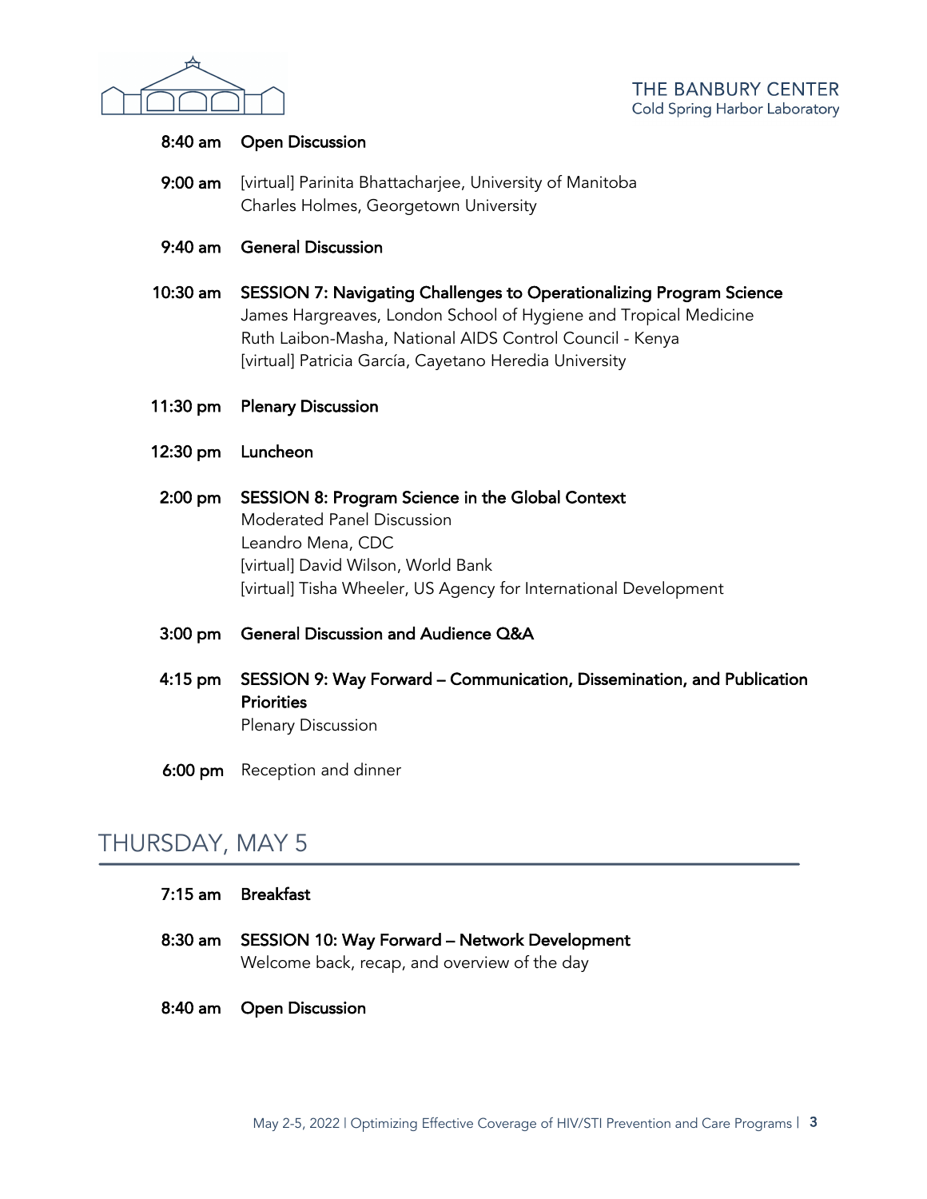**8:40 am** **Open Discussion**

**9:00 am** [virtual] Parinita Bhattacharjee, University of Manitoba
Charles Holmes, Georgetown University

**9:40 am** **General Discussion**

**10:30 am** **SESSION 7: Navigating Challenges to Operationalizing Program Science**
James Hargreaves, London School of Hygiene and Tropical Medicine
Ruth Laibon-Masha, National AIDS Control Council - Kenya
[virtual] Patricia García, Cayetano Heredia University

**11:30 pm** **Plenary Discussion**

**12:30 pm** **Luncheon**

**2:00 pm** **SESSION 8: Program Science in the Global Context**
Moderated Panel Discussion
Leandro Mena, CDC
[virtual] David Wilson, World Bank
[virtual] Tisha Wheeler, US Agency for International Development

**3:00 pm** **General Discussion and Audience Q&A**

**4:15 pm** **SESSION 9: Way Forward – Communication, Dissemination, and Publication Priorities**
Plenary Discussion

**6:00 pm** Reception and dinner

## THURSDAY, MAY 5

**7:15 am** **Breakfast**

**8:30 am** **SESSION 10: Way Forward – Network Development**
Welcome back, recap, and overview of the day

**8:40 am** **Open Discussion**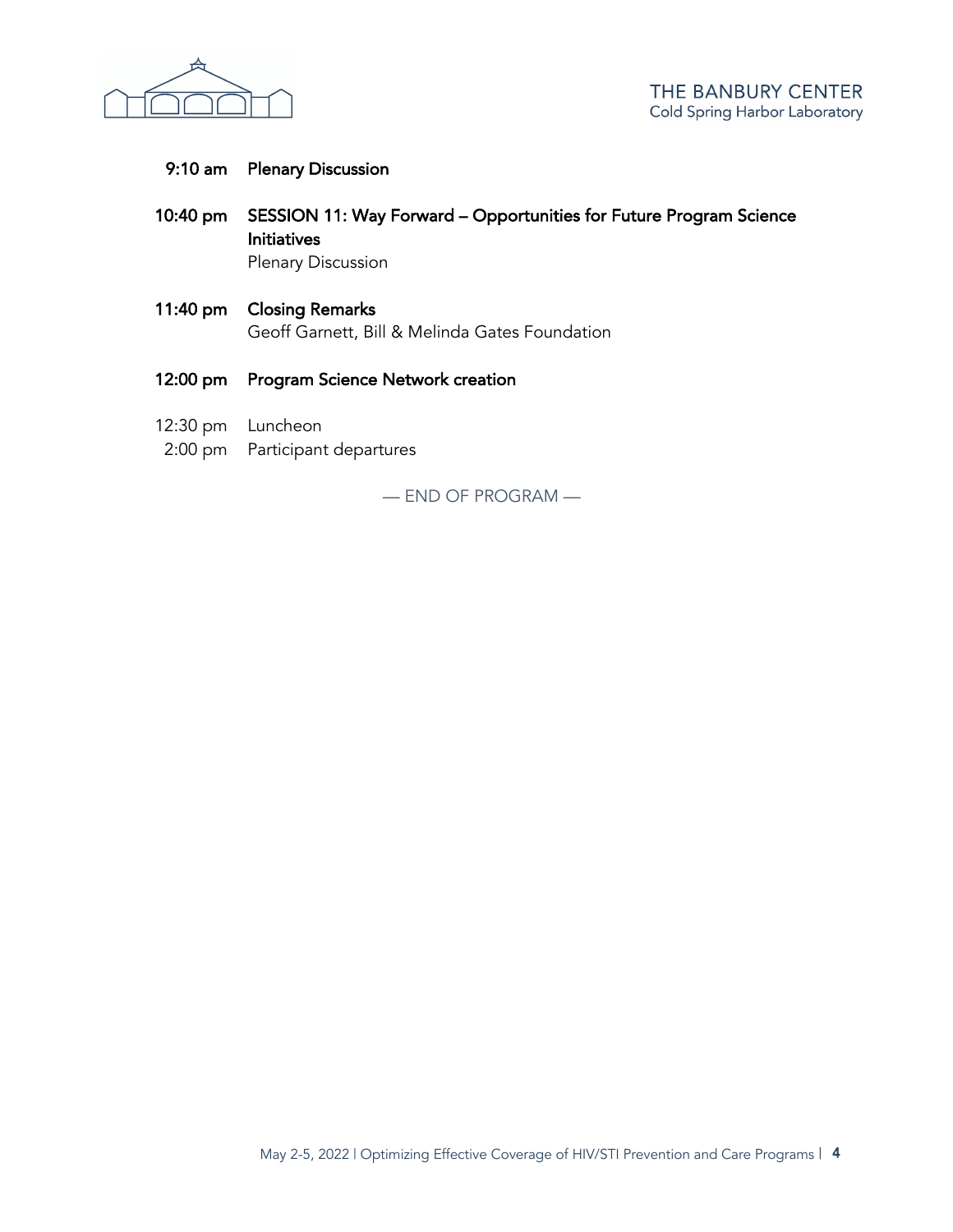**9:10 am** **Plenary Discussion**

**10:40 pm** **SESSION 11: Way Forward – Opportunities for Future Program Science Initiatives**
Plenary Discussion

**11:40 pm** **Closing Remarks**
Geoff Garnett, Bill & Melinda Gates Foundation

**12:00 pm** **Program Science Network creation**

12:30 pm Luncheon
2:00 pm Participant departures

— END OF PROGRAM —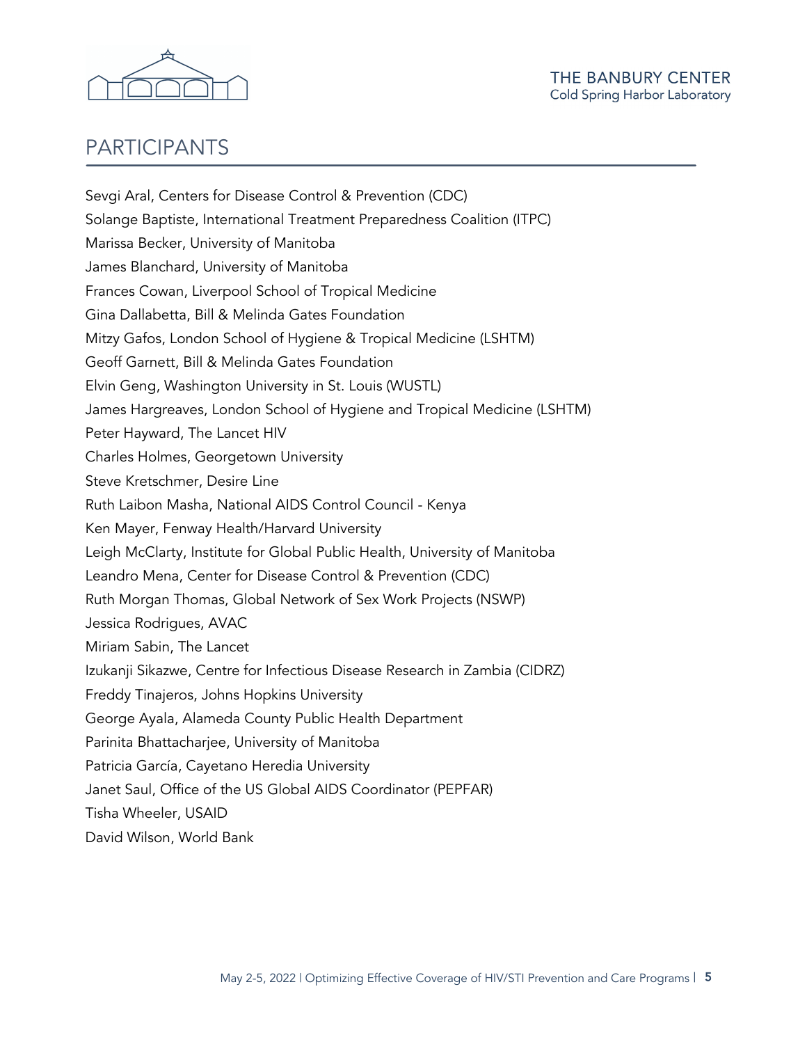# PARTICIPANTS

Sevgi Aral, Centers for Disease Control & Prevention (CDC)
Solange Baptiste, International Treatment Preparedness Coalition (ITPC)
Marissa Becker, University of Manitoba
James Blanchard, University of Manitoba
Frances Cowan, Liverpool School of Tropical Medicine
Gina Dallabetta, Bill & Melinda Gates Foundation
Mitzy Gafos, London School of Hygiene & Tropical Medicine (LSHTM)
Geoff Garnett, Bill & Melinda Gates Foundation
Elvin Geng, Washington University in St. Louis (WUSTL)
James Hargreaves, London School of Hygiene and Tropical Medicine (LSHTM)
Peter Hayward, The Lancet HIV
Charles Holmes, Georgetown University
Steve Kretschmer, Desire Line
Ruth Laibon Masha, National AIDS Control Council - Kenya
Ken Mayer, Fenway Health/Harvard University
Leigh McClarty, Institute for Global Public Health, University of Manitoba
Leandro Mena, Center for Disease Control & Prevention (CDC)
Ruth Morgan Thomas, Global Network of Sex Work Projects (NSWP)
Jessica Rodrigues, AVAC
Miriam Sabin, The Lancet
Izukanji Sikazwe, Centre for Infectious Disease Research in Zambia (CIDRZ)
Freddy Tinajeros, Johns Hopkins University
George Ayala, Alameda County Public Health Department
Parinita Bhattacharjee, University of Manitoba
Patricia García, Cayetano Heredia University
Janet Saul, Office of the US Global AIDS Coordinator (PEPFAR)
Tisha Wheeler, USAID
David Wilson, World Bank